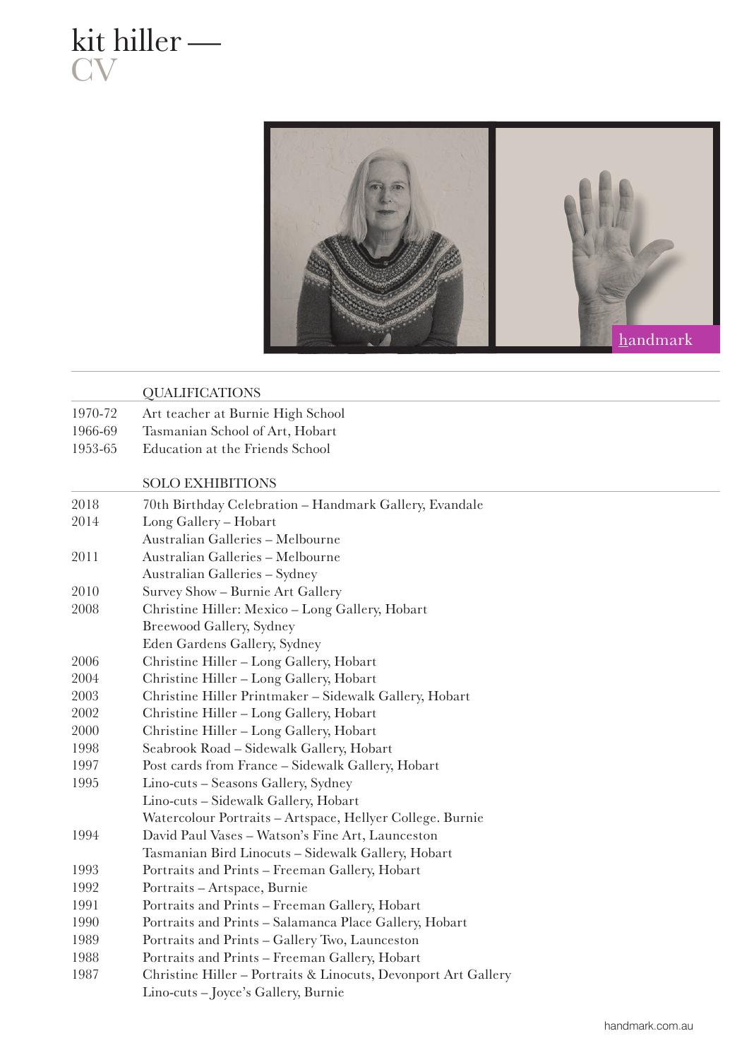# kit hiller —
# CV

## QUALIFICATIONS

| | |
|---|---|
| 1970-72 | Art teacher at Burnie High School |
| 1966-69 | Tasmanian School of Art, Hobart |
| 1953-65 | Education at the Friends School |

## SOLO EXHIBITIONS

| | |
|---|---|
| 2018 | 70th Birthday Celebration – Handmark Gallery, Evandale |
| 2014 | Long Gallery – Hobart |
| | Australian Galleries – Melbourne |
| 2011 | Australian Galleries – Melbourne |
| | Australian Galleries – Sydney |
| 2010 | Survey Show – Burnie Art Gallery |
| 2008 | Christine Hiller: Mexico – Long Gallery, Hobart |
| | Breewood Gallery, Sydney |
| | Eden Gardens Gallery, Sydney |
| 2006 | Christine Hiller – Long Gallery, Hobart |
| 2004 | Christine Hiller – Long Gallery, Hobart |
| 2003 | Christine Hiller Printmaker – Sidewalk Gallery, Hobart |
| 2002 | Christine Hiller – Long Gallery, Hobart |
| 2000 | Christine Hiller – Long Gallery, Hobart |
| 1998 | Seabrook Road – Sidewalk Gallery, Hobart |
| 1997 | Post cards from France – Sidewalk Gallery, Hobart |
| 1995 | Lino-cuts – Seasons Gallery, Sydney |
| | Lino-cuts – Sidewalk Gallery, Hobart |
| | Watercolour Portraits – Artspace, Hellyer College. Burnie |
| 1994 | David Paul Vases – Watson's Fine Art, Launceston |
| | Tasmanian Bird Linocuts – Sidewalk Gallery, Hobart |
| 1993 | Portraits and Prints – Freeman Gallery, Hobart |
| 1992 | Portraits – Artspace, Burnie |
| 1991 | Portraits and Prints – Freeman Gallery, Hobart |
| 1990 | Portraits and Prints – Salamanca Place Gallery, Hobart |
| 1989 | Portraits and Prints – Gallery Two, Launceston |
| 1988 | Portraits and Prints – Freeman Gallery, Hobart |
| 1987 | Christine Hiller – Portraits & Linocuts, Devonport Art Gallery |
| | Lino-cuts – Joyce's Gallery, Burnie |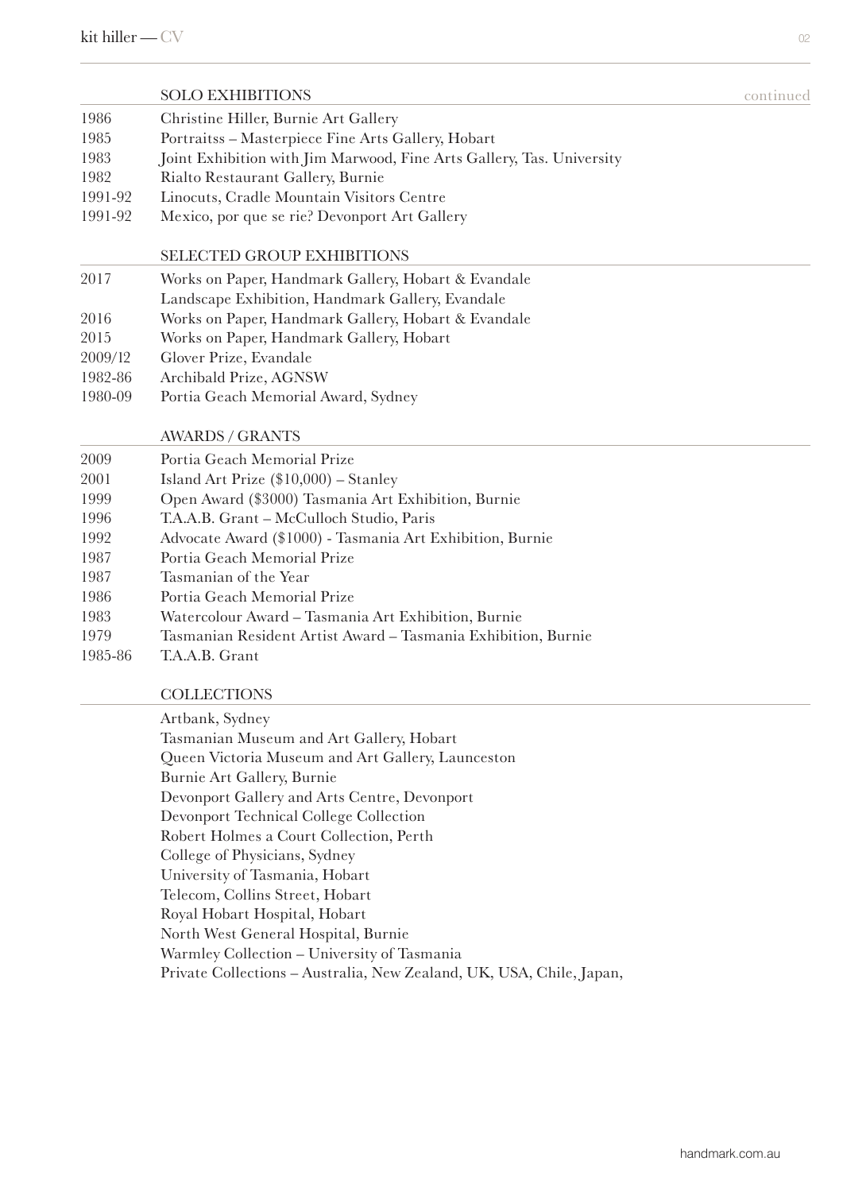## SOLO EXHIBITIONS

continued

| | |
|---|---|
| 1986 | Christine Hiller, Burnie Art Gallery |
| 1985 | Portraitss – Masterpiece Fine Arts Gallery, Hobart |
| 1983 | Joint Exhibition with Jim Marwood, Fine Arts Gallery, Tas. University |
| 1982 | Rialto Restaurant Gallery, Burnie |
| 1991-92 | Linocuts, Cradle Mountain Visitors Centre |
| 1991-92 | Mexico, por que se rie? Devonport Art Gallery |

## SELECTED GROUP EXHIBITIONS

| | |
|---|---|
| 2017 | Works on Paper, Handmark Gallery, Hobart & Evandale |
| | Landscape Exhibition, Handmark Gallery, Evandale |
| 2016 | Works on Paper, Handmark Gallery, Hobart & Evandale |
| 2015 | Works on Paper, Handmark Gallery, Hobart |
| 2009/12 | Glover Prize, Evandale |
| 1982-86 | Archibald Prize, AGNSW |
| 1980-09 | Portia Geach Memorial Award, Sydney |

## AWARDS / GRANTS

| | |
|---|---|
| 2009 | Portia Geach Memorial Prize |
| 2001 | Island Art Prize ($10,000) – Stanley |
| 1999 | Open Award ($3000) Tasmania Art Exhibition, Burnie |
| 1996 | T.A.A.B. Grant – McCulloch Studio, Paris |
| 1992 | Advocate Award ($1000) - Tasmania Art Exhibition, Burnie |
| 1987 | Portia Geach Memorial Prize |
| 1987 | Tasmanian of the Year |
| 1986 | Portia Geach Memorial Prize |
| 1983 | Watercolour Award – Tasmania Art Exhibition, Burnie |
| 1979 | Tasmanian Resident Artist Award – Tasmania Exhibition, Burnie |
| 1985-86 | T.A.A.B. Grant |

## COLLECTIONS

Artbank, Sydney
Tasmanian Museum and Art Gallery, Hobart
Queen Victoria Museum and Art Gallery, Launceston
Burnie Art Gallery, Burnie
Devonport Gallery and Arts Centre, Devonport
Devonport Technical College Collection
Robert Holmes a Court Collection, Perth
College of Physicians, Sydney
University of Tasmania, Hobart
Telecom, Collins Street, Hobart
Royal Hobart Hospital, Hobart
North West General Hospital, Burnie
Warmley Collection – University of Tasmania
Private Collections – Australia, New Zealand, UK, USA, Chile, Japan,